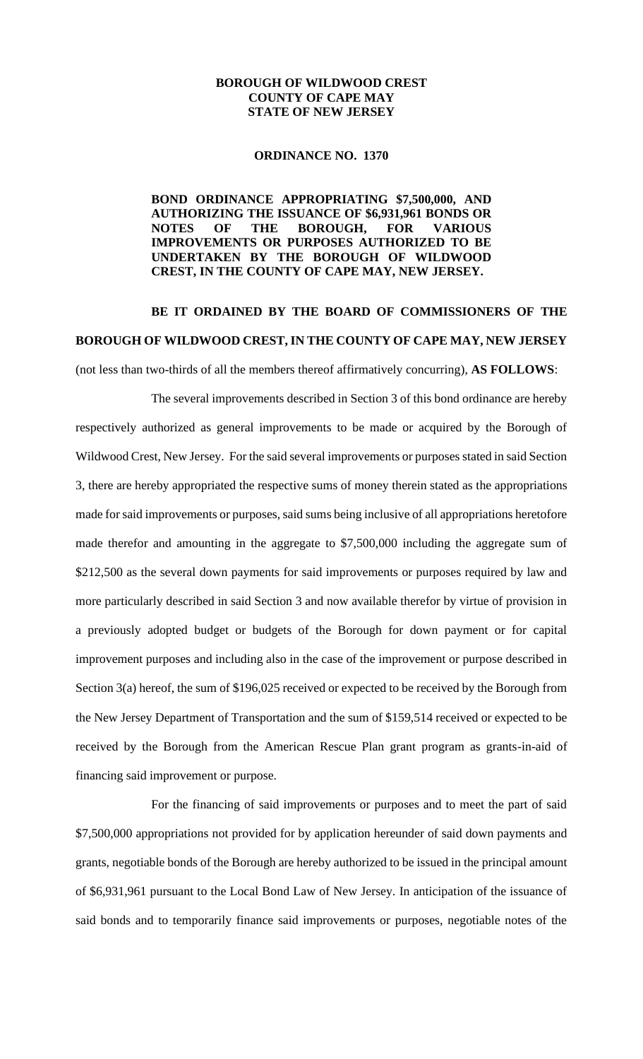**BOROUGH OF WILDWOOD CREST**
**COUNTY OF CAPE MAY**
**STATE OF NEW JERSEY**

**ORDINANCE NO. 1370**

**BOND ORDINANCE APPROPRIATING $7,500,000, AND AUTHORIZING THE ISSUANCE OF $6,931,961 BONDS OR NOTES OF THE BOROUGH, FOR VARIOUS IMPROVEMENTS OR PURPOSES AUTHORIZED TO BE UNDERTAKEN BY THE BOROUGH OF WILDWOOD CREST, IN THE COUNTY OF CAPE MAY, NEW JERSEY.**

**BE IT ORDAINED BY THE BOARD OF COMMISSIONERS OF THE BOROUGH OF WILDWOOD CREST, IN THE COUNTY OF CAPE MAY, NEW JERSEY** (not less than two-thirds of all the members thereof affirmatively concurring), **AS FOLLOWS**:

The several improvements described in Section 3 of this bond ordinance are hereby respectively authorized as general improvements to be made or acquired by the Borough of Wildwood Crest, New Jersey. For the said several improvements or purposes stated in said Section 3, there are hereby appropriated the respective sums of money therein stated as the appropriations made for said improvements or purposes, said sums being inclusive of all appropriations heretofore made therefor and amounting in the aggregate to $7,500,000 including the aggregate sum of $212,500 as the several down payments for said improvements or purposes required by law and more particularly described in said Section 3 and now available therefor by virtue of provision in a previously adopted budget or budgets of the Borough for down payment or for capital improvement purposes and including also in the case of the improvement or purpose described in Section 3(a) hereof, the sum of $196,025 received or expected to be received by the Borough from the New Jersey Department of Transportation and the sum of $159,514 received or expected to be received by the Borough from the American Rescue Plan grant program as grants-in-aid of financing said improvement or purpose.

For the financing of said improvements or purposes and to meet the part of said $7,500,000 appropriations not provided for by application hereunder of said down payments and grants, negotiable bonds of the Borough are hereby authorized to be issued in the principal amount of $6,931,961 pursuant to the Local Bond Law of New Jersey. In anticipation of the issuance of said bonds and to temporarily finance said improvements or purposes, negotiable notes of the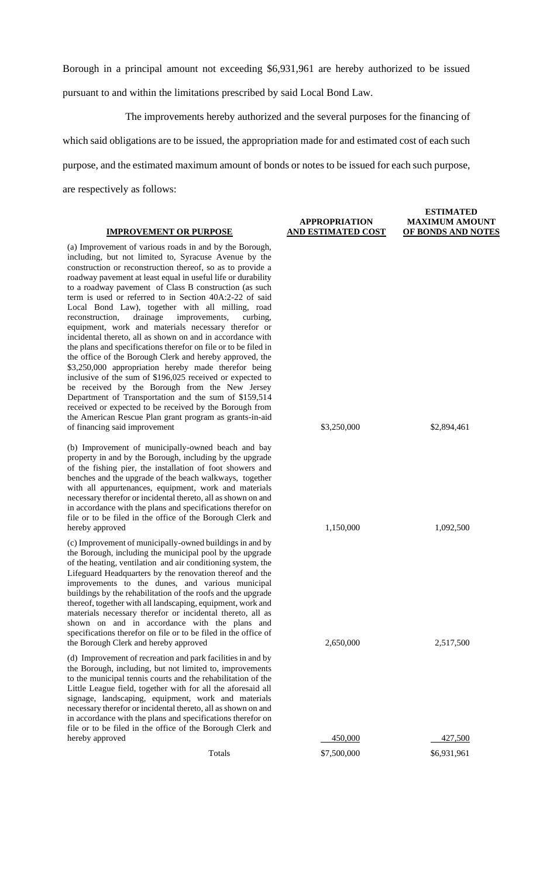Borough in a principal amount not exceeding $6,931,961 are hereby authorized to be issued pursuant to and within the limitations prescribed by said Local Bond Law.

The improvements hereby authorized and the several purposes for the financing of which said obligations are to be issued, the appropriation made for and estimated cost of each such purpose, and the estimated maximum amount of bonds or notes to be issued for each such purpose, are respectively as follows:

| **IMPROVEMENT OR PURPOSE** | **APPROPRIATION AND ESTIMATED COST** | **ESTIMATED MAXIMUM AMOUNT OF BONDS AND NOTES** |
|---|---|---|
| (a) Improvement of various roads in and by the Borough, including, but not limited to, Syracuse Avenue by the construction or reconstruction thereof, so as to provide a roadway pavement at least equal in useful life or durability to a roadway pavement of Class B construction (as such term is used or referred to in Section 40A:2-22 of said Local Bond Law), together with all milling, road reconstruction, drainage improvements, curbing, equipment, work and materials necessary therefor or incidental thereto, all as shown on and in accordance with the plans and specifications therefor on file or to be filed in the office of the Borough Clerk and hereby approved, the $3,250,000 appropriation hereby made therefor being inclusive of the sum of $196,025 received or expected to be received by the Borough from the New Jersey Department of Transportation and the sum of $159,514 received or expected to be received by the Borough from the American Rescue Plan grant program as grants-in-aid of financing said improvement | $3,250,000 | $2,894,461 |
| (b) Improvement of municipally-owned beach and bay property in and by the Borough, including by the upgrade of the fishing pier, the installation of foot showers and benches and the upgrade of the beach walkways, together with all appurtenances, equipment, work and materials necessary therefor or incidental thereto, all as shown on and in accordance with the plans and specifications therefor on file or to be filed in the office of the Borough Clerk and hereby approved | 1,150,000 | 1,092,500 |
| (c) Improvement of municipally-owned buildings in and by the Borough, including the municipal pool by the upgrade of the heating, ventilation and air conditioning system, the Lifeguard Headquarters by the renovation thereof and the improvements to the dunes, and various municipal buildings by the rehabilitation of the roofs and the upgrade thereof, together with all landscaping, equipment, work and materials necessary therefor or incidental thereto, all as shown on and in accordance with the plans and specifications therefor on file or to be filed in the office of the Borough Clerk and hereby approved | 2,650,000 | 2,517,500 |
| (d) Improvement of recreation and park facilities in and by the Borough, including, but not limited to, improvements to the municipal tennis courts and the rehabilitation of the Little League field, together with for all the aforesaid all signage, landscaping, equipment, work and materials necessary therefor or incidental thereto, all as shown on and in accordance with the plans and specifications therefor on file or to be filed in the office of the Borough Clerk and hereby approved | 450,000 | 427,500 |
| Totals | $7,500,000 | $6,931,961 |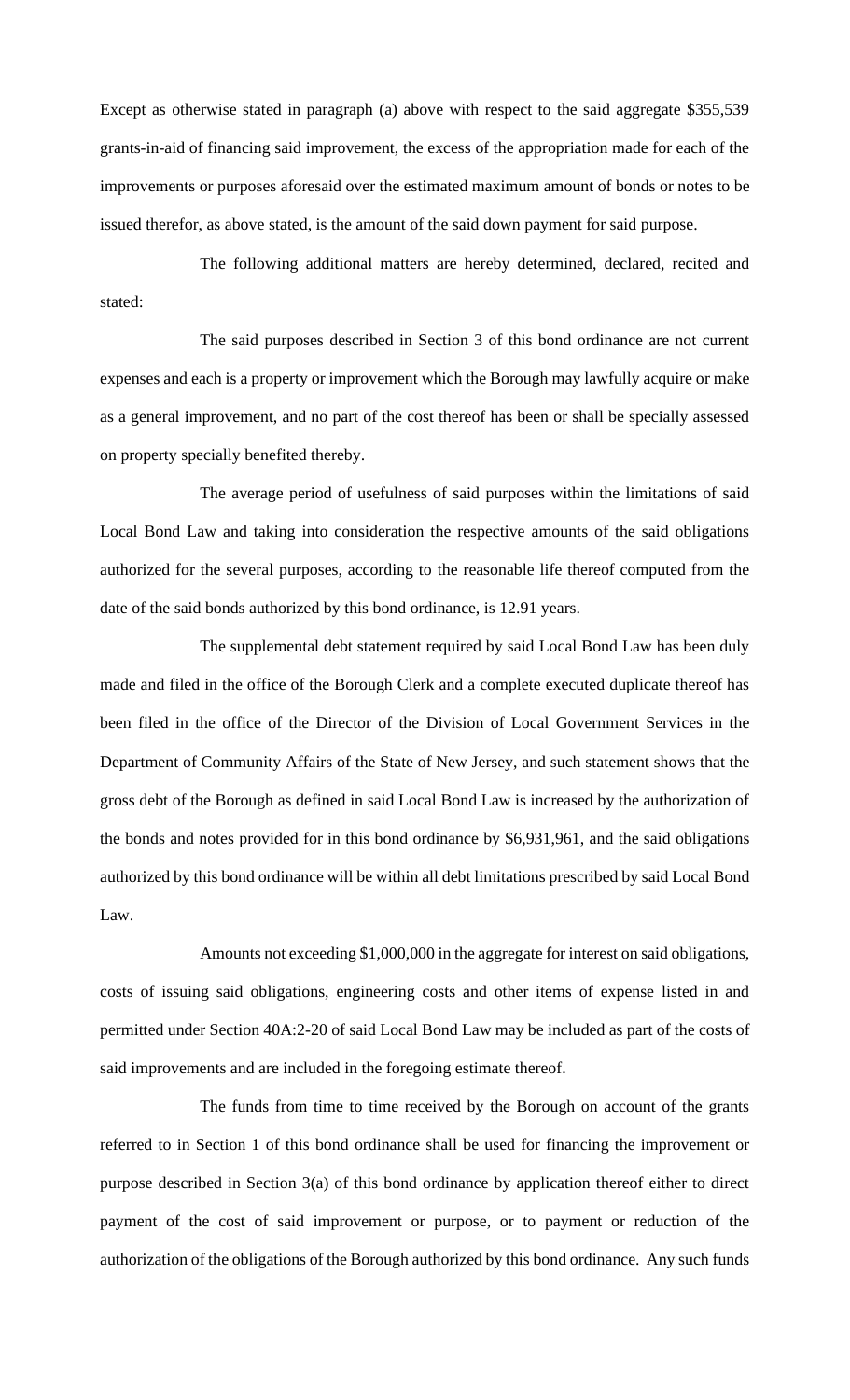Except as otherwise stated in paragraph (a) above with respect to the said aggregate $355,539 grants-in-aid of financing said improvement, the excess of the appropriation made for each of the improvements or purposes aforesaid over the estimated maximum amount of bonds or notes to be issued therefor, as above stated, is the amount of the said down payment for said purpose.

The following additional matters are hereby determined, declared, recited and stated:

The said purposes described in Section 3 of this bond ordinance are not current expenses and each is a property or improvement which the Borough may lawfully acquire or make as a general improvement, and no part of the cost thereof has been or shall be specially assessed on property specially benefited thereby.

The average period of usefulness of said purposes within the limitations of said Local Bond Law and taking into consideration the respective amounts of the said obligations authorized for the several purposes, according to the reasonable life thereof computed from the date of the said bonds authorized by this bond ordinance, is 12.91 years.

The supplemental debt statement required by said Local Bond Law has been duly made and filed in the office of the Borough Clerk and a complete executed duplicate thereof has been filed in the office of the Director of the Division of Local Government Services in the Department of Community Affairs of the State of New Jersey, and such statement shows that the gross debt of the Borough as defined in said Local Bond Law is increased by the authorization of the bonds and notes provided for in this bond ordinance by $6,931,961, and the said obligations authorized by this bond ordinance will be within all debt limitations prescribed by said Local Bond Law.

Amounts not exceeding $1,000,000 in the aggregate for interest on said obligations, costs of issuing said obligations, engineering costs and other items of expense listed in and permitted under Section 40A:2-20 of said Local Bond Law may be included as part of the costs of said improvements and are included in the foregoing estimate thereof.

The funds from time to time received by the Borough on account of the grants referred to in Section 1 of this bond ordinance shall be used for financing the improvement or purpose described in Section 3(a) of this bond ordinance by application thereof either to direct payment of the cost of said improvement or purpose, or to payment or reduction of the authorization of the obligations of the Borough authorized by this bond ordinance. Any such funds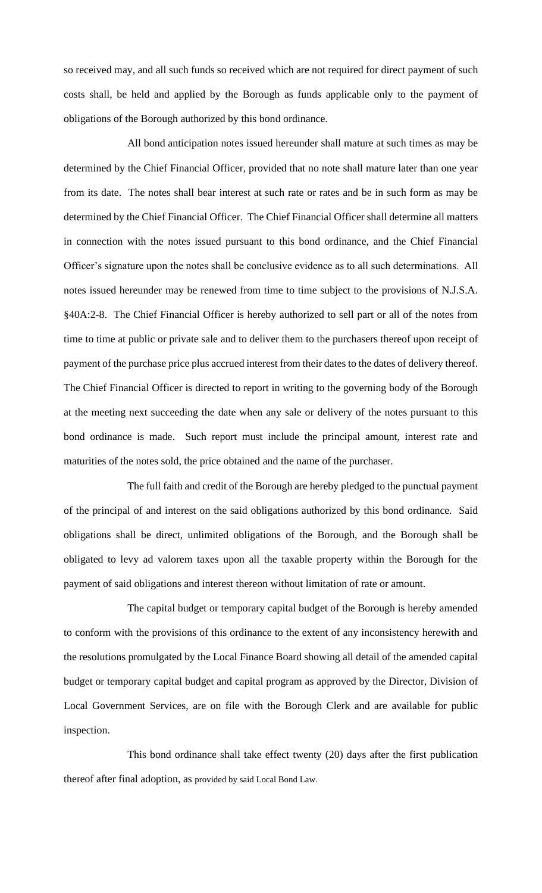so received may, and all such funds so received which are not required for direct payment of such costs shall, be held and applied by the Borough as funds applicable only to the payment of obligations of the Borough authorized by this bond ordinance.

All bond anticipation notes issued hereunder shall mature at such times as may be determined by the Chief Financial Officer, provided that no note shall mature later than one year from its date. The notes shall bear interest at such rate or rates and be in such form as may be determined by the Chief Financial Officer. The Chief Financial Officer shall determine all matters in connection with the notes issued pursuant to this bond ordinance, and the Chief Financial Officer's signature upon the notes shall be conclusive evidence as to all such determinations. All notes issued hereunder may be renewed from time to time subject to the provisions of N.J.S.A. §40A:2-8. The Chief Financial Officer is hereby authorized to sell part or all of the notes from time to time at public or private sale and to deliver them to the purchasers thereof upon receipt of payment of the purchase price plus accrued interest from their dates to the dates of delivery thereof. The Chief Financial Officer is directed to report in writing to the governing body of the Borough at the meeting next succeeding the date when any sale or delivery of the notes pursuant to this bond ordinance is made. Such report must include the principal amount, interest rate and maturities of the notes sold, the price obtained and the name of the purchaser.

The full faith and credit of the Borough are hereby pledged to the punctual payment of the principal of and interest on the said obligations authorized by this bond ordinance. Said obligations shall be direct, unlimited obligations of the Borough, and the Borough shall be obligated to levy ad valorem taxes upon all the taxable property within the Borough for the payment of said obligations and interest thereon without limitation of rate or amount.

The capital budget or temporary capital budget of the Borough is hereby amended to conform with the provisions of this ordinance to the extent of any inconsistency herewith and the resolutions promulgated by the Local Finance Board showing all detail of the amended capital budget or temporary capital budget and capital program as approved by the Director, Division of Local Government Services, are on file with the Borough Clerk and are available for public inspection.

This bond ordinance shall take effect twenty (20) days after the first publication thereof after final adoption, as provided by said Local Bond Law.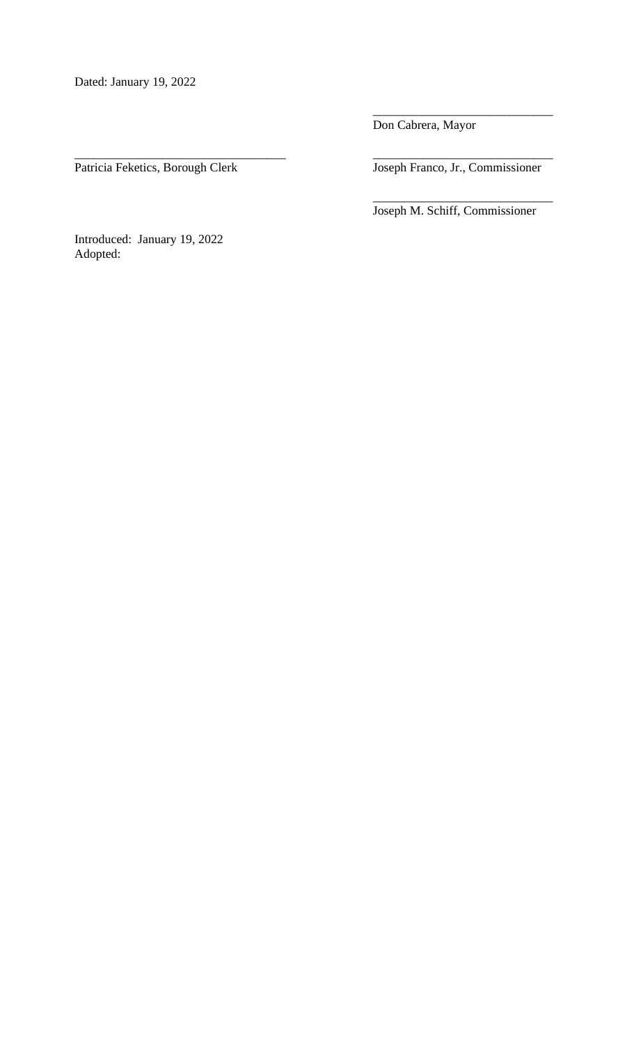Dated: January 19, 2022

\_\_\_\_\_\_\_\_\_\_\_\_\_\_\_\_\_\_\_\_\_\_\_\_\_\_\_\_\_\_
Don Cabrera, Mayor

\_\_\_\_\_\_\_\_\_\_\_\_\_\_\_\_\_\_\_\_\_\_\_\_\_\_\_\_\_\_\_\_\_\_\_
Patricia Feketics, Borough Clerk

\_\_\_\_\_\_\_\_\_\_\_\_\_\_\_\_\_\_\_\_\_\_\_\_\_\_\_\_\_\_
Joseph Franco, Jr., Commissioner

\_\_\_\_\_\_\_\_\_\_\_\_\_\_\_\_\_\_\_\_\_\_\_\_\_\_\_\_\_\_
Joseph M. Schiff, Commissioner

Introduced: January 19, 2022
Adopted: